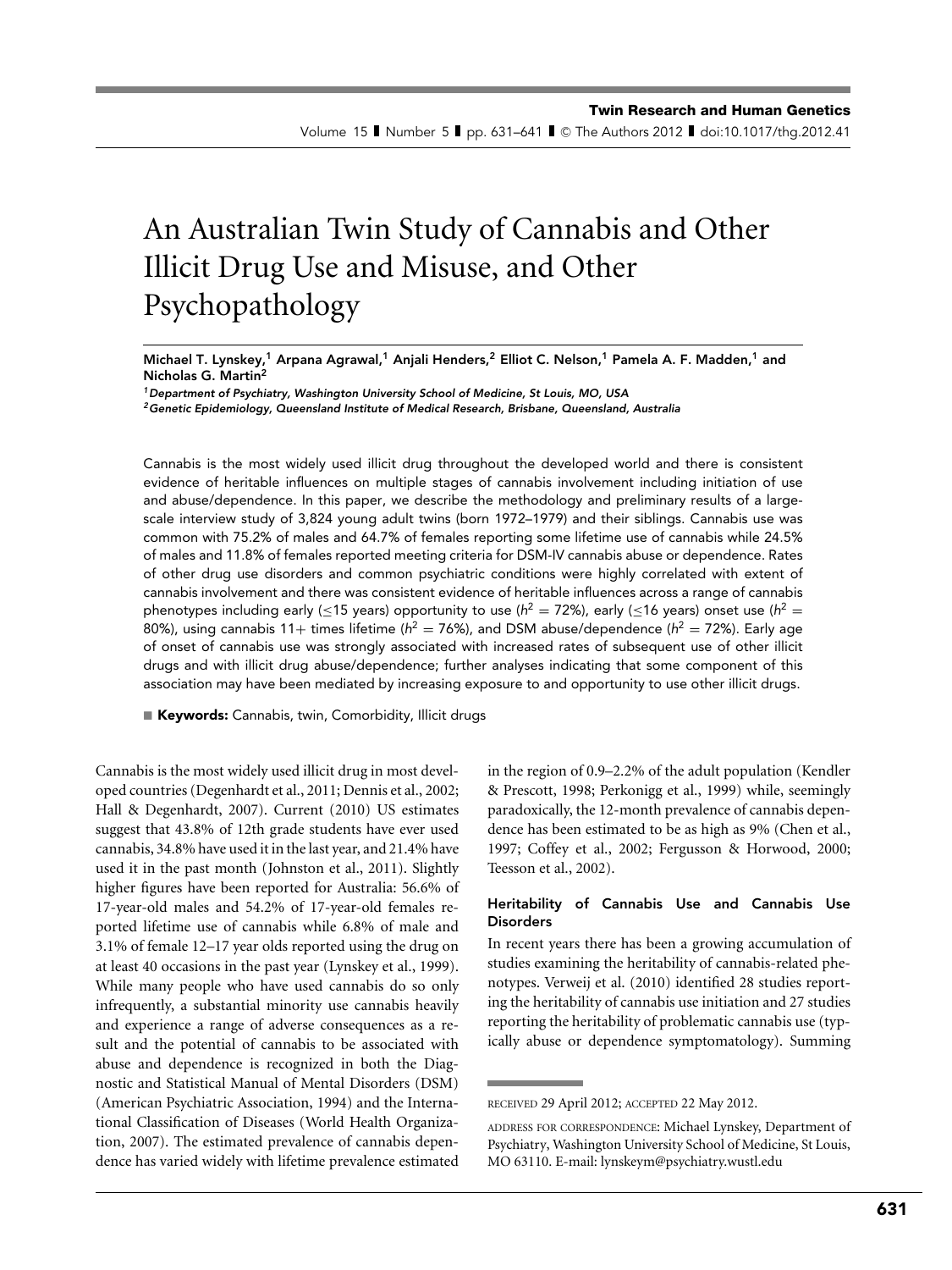# An Australian Twin Study of Cannabis and Other Illicit Drug Use and Misuse, and Other Psychopathology

**Michael T. Lynskey,[1] Arpana Agrawal,[1] Anjali Henders,[2] Elliot C. Nelson,[1] Pamela A. F. Madden,[1] and Nicholas G. Martin[2]**

[1] *Department of Psychiatry, Washington University School of Medicine, St Louis, MO, USA*
[2] *Genetic Epidemiology, Queensland Institute of Medical Research, Brisbane, Queensland, Australia*

Cannabis is the most widely used illicit drug throughout the developed world and there is consistent evidence of heritable influences on multiple stages of cannabis involvement including initiation of use and abuse/dependence. In this paper, we describe the methodology and preliminary results of a large-scale interview study of 3,824 young adult twins (born 1972–1979) and their siblings. Cannabis use was common with 75.2% of males and 64.7% of females reporting some lifetime use of cannabis while 24.5% of males and 11.8% of females reported meeting criteria for DSM-IV cannabis abuse or dependence. Rates of other drug use disorders and common psychiatric conditions were highly correlated with extent of cannabis involvement and there was consistent evidence of heritable influences across a range of cannabis phenotypes including early (≤15 years) opportunity to use ($h^2$ = 72%), early (≤16 years) onset use ($h^2$ = 80%), using cannabis 11+ times lifetime ($h^2$ = 76%), and DSM abuse/dependence ($h^2$ = 72%). Early age of onset of cannabis use was strongly associated with increased rates of subsequent use of other illicit drugs and with illicit drug abuse/dependence; further analyses indicating that some component of this association may have been mediated by increasing exposure to and opportunity to use other illicit drugs.

**Keywords:** Cannabis, twin, Comorbidity, Illicit drugs

Cannabis is the most widely used illicit drug in most developed countries (Degenhardt et al., 2011; Dennis et al., 2002; Hall & Degenhardt, 2007). Current (2010) US estimates suggest that 43.8% of 12th grade students have ever used cannabis, 34.8% have used it in the last year, and 21.4% have used it in the past month (Johnston et al., 2011). Slightly higher figures have been reported for Australia: 56.6% of 17-year-old males and 54.2% of 17-year-old females reported lifetime use of cannabis while 6.8% of male and 3.1% of female 12–17 year olds reported using the drug on at least 40 occasions in the past year (Lynskey et al., 1999). While many people who have used cannabis do so only infrequently, a substantial minority use cannabis heavily and experience a range of adverse consequences as a result and the potential of cannabis to be associated with abuse and dependence is recognized in both the Diagnostic and Statistical Manual of Mental Disorders (DSM) (American Psychiatric Association, 1994) and the International Classification of Diseases (World Health Organization, 2007). The estimated prevalence of cannabis dependence has varied widely with lifetime prevalence estimated in the region of 0.9–2.2% of the adult population (Kendler & Prescott, 1998; Perkonigg et al., 1999) while, seemingly paradoxically, the 12-month prevalence of cannabis dependence has been estimated to be as high as 9% (Chen et al., 1997; Coffey et al., 2002; Fergusson & Horwood, 2000; Teesson et al., 2002).

### Heritability of Cannabis Use and Cannabis Use Disorders

In recent years there has been a growing accumulation of studies examining the heritability of cannabis-related phenotypes. Verweij et al. (2010) identified 28 studies reporting the heritability of cannabis use initiation and 27 studies reporting the heritability of problematic cannabis use (typically abuse or dependence symptomatology). Summing

RECEIVED 29 April 2012; ACCEPTED 22 May 2012.

ADDRESS FOR CORRESPONDENCE: Michael Lynskey, Department of Psychiatry, Washington University School of Medicine, St Louis, MO 63110. E-mail: lynskeym@psychiatry.wustl.edu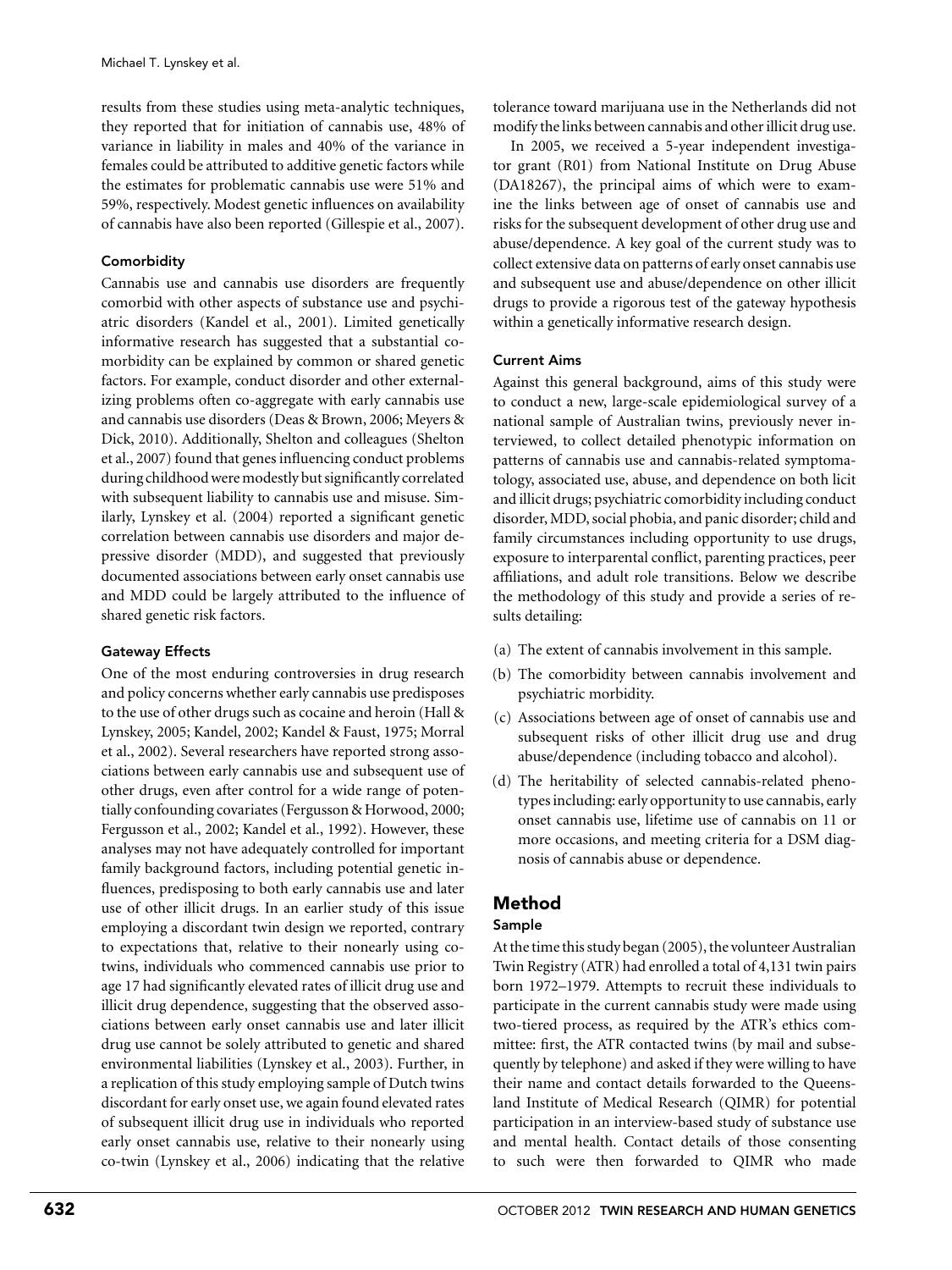results from these studies using meta-analytic techniques, they reported that for initiation of cannabis use, 48% of variance in liability in males and 40% of the variance in females could be attributed to additive genetic factors while the estimates for problematic cannabis use were 51% and 59%, respectively. Modest genetic influences on availability of cannabis have also been reported (Gillespie et al., 2007).

### Comorbidity

Cannabis use and cannabis use disorders are frequently comorbid with other aspects of substance use and psychiatric disorders (Kandel et al., 2001). Limited genetically informative research has suggested that a substantial comorbidity can be explained by common or shared genetic factors. For example, conduct disorder and other externalizing problems often co-aggregate with early cannabis use and cannabis use disorders (Deas & Brown, 2006; Meyers & Dick, 2010). Additionally, Shelton and colleagues (Shelton et al., 2007) found that genes influencing conduct problems during childhood were modestly but significantly correlated with subsequent liability to cannabis use and misuse. Similarly, Lynskey et al. (2004) reported a significant genetic correlation between cannabis use disorders and major depressive disorder (MDD), and suggested that previously documented associations between early onset cannabis use and MDD could be largely attributed to the influence of shared genetic risk factors.

### Gateway Effects

One of the most enduring controversies in drug research and policy concerns whether early cannabis use predisposes to the use of other drugs such as cocaine and heroin (Hall & Lynskey, 2005; Kandel, 2002; Kandel & Faust, 1975; Morral et al., 2002). Several researchers have reported strong associations between early cannabis use and subsequent use of other drugs, even after control for a wide range of potentially confounding covariates (Fergusson & Horwood, 2000; Fergusson et al., 2002; Kandel et al., 1992). However, these analyses may not have adequately controlled for important family background factors, including potential genetic influences, predisposing to both early cannabis use and later use of other illicit drugs. In an earlier study of this issue employing a discordant twin design we reported, contrary to expectations that, relative to their nonearly using co-twins, individuals who commenced cannabis use prior to age 17 had significantly elevated rates of illicit drug use and illicit drug dependence, suggesting that the observed associations between early onset cannabis use and later illicit drug use cannot be solely attributed to genetic and shared environmental liabilities (Lynskey et al., 2003). Further, in a replication of this study employing sample of Dutch twins discordant for early onset use, we again found elevated rates of subsequent illicit drug use in individuals who reported early onset cannabis use, relative to their nonearly using co-twin (Lynskey et al., 2006) indicating that the relative tolerance toward marijuana use in the Netherlands did not modify the links between cannabis and other illicit drug use.

In 2005, we received a 5-year independent investigator grant (R01) from National Institute on Drug Abuse (DA18267), the principal aims of which were to examine the links between age of onset of cannabis use and risks for the subsequent development of other drug use and abuse/dependence. A key goal of the current study was to collect extensive data on patterns of early onset cannabis use and subsequent use and abuse/dependence on other illicit drugs to provide a rigorous test of the gateway hypothesis within a genetically informative research design.

### Current Aims

Against this general background, aims of this study were to conduct a new, large-scale epidemiological survey of a national sample of Australian twins, previously never interviewed, to collect detailed phenotypic information on patterns of cannabis use and cannabis-related symptomatology, associated use, abuse, and dependence on both licit and illicit drugs; psychiatric comorbidity including conduct disorder, MDD, social phobia, and panic disorder; child and family circumstances including opportunity to use drugs, exposure to interparental conflict, parenting practices, peer affiliations, and adult role transitions. Below we describe the methodology of this study and provide a series of results detailing:

(a) The extent of cannabis involvement in this sample.

(b) The comorbidity between cannabis involvement and psychiatric morbidity.

(c) Associations between age of onset of cannabis use and subsequent risks of other illicit drug use and drug abuse/dependence (including tobacco and alcohol).

(d) The heritability of selected cannabis-related phenotypes including: early opportunity to use cannabis, early onset cannabis use, lifetime use of cannabis on 11 or more occasions, and meeting criteria for a DSM diagnosis of cannabis abuse or dependence.

## Method

### Sample

At the time this study began (2005), the volunteer Australian Twin Registry (ATR) had enrolled a total of 4,131 twin pairs born 1972–1979. Attempts to recruit these individuals to participate in the current cannabis study were made using two-tiered process, as required by the ATR's ethics committee: first, the ATR contacted twins (by mail and subsequently by telephone) and asked if they were willing to have their name and contact details forwarded to the Queensland Institute of Medical Research (QIMR) for potential participation in an interview-based study of substance use and mental health. Contact details of those consenting to such were then forwarded to QIMR who made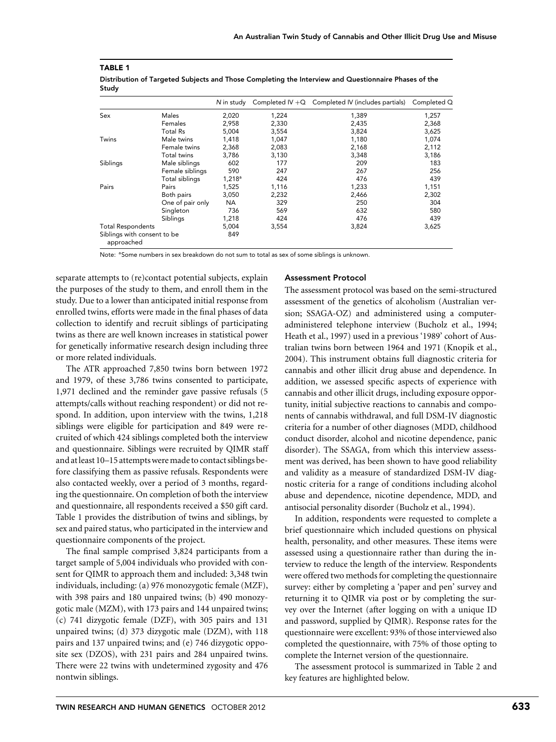**TABLE 1**

**Distribution of Targeted Subjects and Those Completing the Interview and Questionnaire Phases of the Study**

| | | *N* in study | Completed IV +Q | Completed IV (includes partials) | Completed Q |
|---|---|---|---|---|---|
| Sex | Males | 2,020 | 1,224 | 1,389 | 1,257 |
| | Females | 2,958 | 2,330 | 2,435 | 2,368 |
| | Total Rs | 5,004 | 3,554 | 3,824 | 3,625 |
| Twins | Male twins | 1,418 | 1,047 | 1,180 | 1,074 |
| | Female twins | 2,368 | 2,083 | 2,168 | 2,112 |
| | Total twins | 3,786 | 3,130 | 3,348 | 3,186 |
| Siblings | Male siblings | 602 | 177 | 209 | 183 |
| | Female siblings | 590 | 247 | 267 | 256 |
| | Total siblings | 1,218[a] | 424 | 476 | 439 |
| Pairs | Pairs | 1,525 | 1,116 | 1,233 | 1,151 |
| | Both pairs | 3,050 | 2,232 | 2,466 | 2,302 |
| | One of pair only | NA | 329 | 250 | 304 |
| | Singleton | 736 | 569 | 632 | 580 |
| | Siblings | 1,218 | 424 | 476 | 439 |
| Total Respondents | | 5,004 | 3,554 | 3,824 | 3,625 |
| Siblings with consent to be approached | | 849 | | | |

Note: [a]Some numbers in sex breakdown do not sum to total as sex of some siblings is unknown.

separate attempts to (re)contact potential subjects, explain the purposes of the study to them, and enroll them in the study. Due to a lower than anticipated initial response from enrolled twins, efforts were made in the final phases of data collection to identify and recruit siblings of participating twins as there are well known increases in statistical power for genetically informative research design including three or more related individuals.

The ATR approached 7,850 twins born between 1972 and 1979, of these 3,786 twins consented to participate, 1,971 declined and the reminder gave passive refusals (5 attempts/calls without reaching respondent) or did not respond. In addition, upon interview with the twins, 1,218 siblings were eligible for participation and 849 were recruited of which 424 siblings completed both the interview and questionnaire. Siblings were recruited by QIMR staff and at least 10–15 attempts were made to contact siblings before classifying them as passive refusals. Respondents were also contacted weekly, over a period of 3 months, regarding the questionnaire. On completion of both the interview and questionnaire, all respondents received a $50 gift card. Table 1 provides the distribution of twins and siblings, by sex and paired status, who participated in the interview and questionnaire components of the project.

The final sample comprised 3,824 participants from a target sample of 5,004 individuals who provided with consent for QIMR to approach them and included: 3,348 twin individuals, including: (a) 976 monozygotic female (MZF), with 398 pairs and 180 unpaired twins; (b) 490 monozygotic male (MZM), with 173 pairs and 144 unpaired twins; (c) 741 dizygotic female (DZF), with 305 pairs and 131 unpaired twins; (d) 373 dizygotic male (DZM), with 118 pairs and 137 unpaired twins; and (e) 746 dizygotic opposite sex (DZOS), with 231 pairs and 284 unpaired twins. There were 22 twins with undetermined zygosity and 476 nontwin siblings.

### Assessment Protocol

The assessment protocol was based on the semi-structured assessment of the genetics of alcoholism (Australian version; SSAGA-OZ) and administered using a computer-administered telephone interview (Bucholz et al., 1994; Heath et al., 1997) used in a previous '1989' cohort of Australian twins born between 1964 and 1971 (Knopik et al., 2004). This instrument obtains full diagnostic criteria for cannabis and other illicit drug abuse and dependence. In addition, we assessed specific aspects of experience with cannabis and other illicit drugs, including exposure opportunity, initial subjective reactions to cannabis and components of cannabis withdrawal, and full DSM-IV diagnostic criteria for a number of other diagnoses (MDD, childhood conduct disorder, alcohol and nicotine dependence, panic disorder). The SSAGA, from which this interview assessment was derived, has been shown to have good reliability and validity as a measure of standardized DSM-IV diagnostic criteria for a range of conditions including alcohol abuse and dependence, nicotine dependence, MDD, and antisocial personality disorder (Bucholz et al., 1994).

In addition, respondents were requested to complete a brief questionnaire which included questions on physical health, personality, and other measures. These items were assessed using a questionnaire rather than during the interview to reduce the length of the interview. Respondents were offered two methods for completing the questionnaire survey: either by completing a 'paper and pen' survey and returning it to QIMR via post or by completing the survey over the Internet (after logging on with a unique ID and password, supplied by QIMR). Response rates for the questionnaire were excellent: 93% of those interviewed also completed the questionnaire, with 75% of those opting to complete the Internet version of the questionnaire.

The assessment protocol is summarized in Table 2 and key features are highlighted below.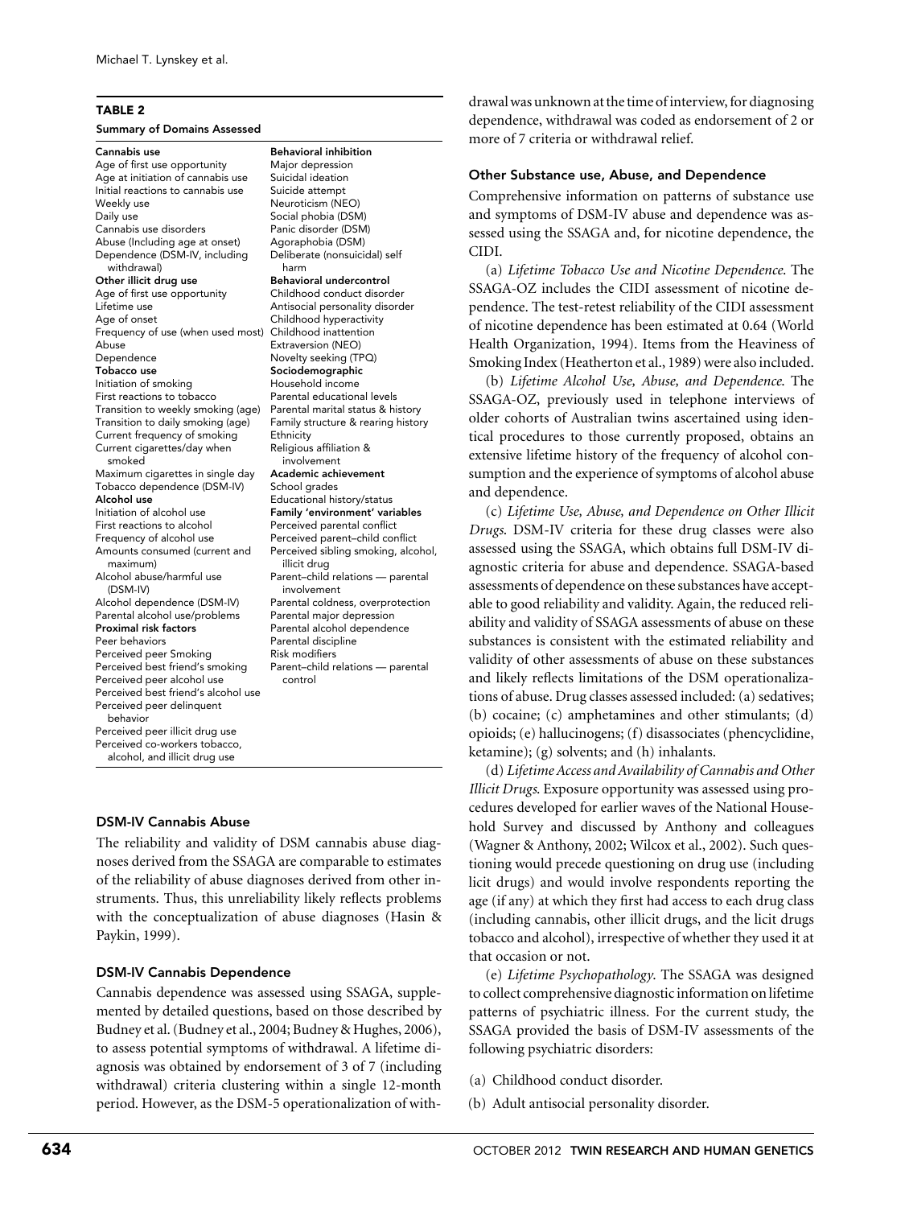**TABLE 2**

**Summary of Domains Assessed**

| | |
|---|---|
| **Cannabis use** | **Behavioral inhibition** |
| Age of first use opportunity | Major depression |
| Age at initiation of cannabis use | Suicidal ideation |
| Initial reactions to cannabis use | Suicide attempt |
| Weekly use | Neuroticism (NEO) |
| Daily use | Social phobia (DSM) |
| Cannabis use disorders | Panic disorder (DSM) |
| Abuse (Including age at onset) | Agoraphobia (DSM) |
| Dependence (DSM-IV, including withdrawal) | Deliberate (nonsuicidal) self harm |
| **Other illicit drug use** | **Behavioral undercontrol** |
| Age of first use opportunity | Childhood conduct disorder |
| Lifetime use | Antisocial personality disorder |
| Age of onset | Childhood hyperactivity |
| Frequency of use (when used most) | Childhood inattention |
| Abuse | Extraversion (NEO) |
| Dependence | Novelty seeking (TPQ) |
| **Tobacco use** | **Sociodemographic** |
| Initiation of smoking | Household income |
| First reactions to tobacco | Parental educational levels |
| Transition to weekly smoking (age) | Parental marital status & history |
| Transition to daily smoking (age) | Family structure & rearing history |
| Current frequency of smoking | Ethnicity |
| Current cigarettes/day when smoked | Religious affiliation & involvement |
| Maximum cigarettes in single day | **Academic achievement** |
| Tobacco dependence (DSM-IV) | School grades |
| **Alcohol use** | Educational history/status |
| Initiation of alcohol use | **Family 'environment' variables** |
| First reactions to alcohol | Perceived parental conflict |
| Frequency of alcohol use | Perceived parent–child conflict |
| Amounts consumed (current and maximum) | Perceived sibling smoking, alcohol, illicit drug |
| Alcohol abuse/harmful use (DSM-IV) | Parent–child relations — parental involvement |
| Alcohol dependence (DSM-IV) | Parental coldness, overprotection |
| Parental alcohol use/problems | Parental major depression |
| **Proximal risk factors** | Parental alcohol dependence |
| Peer behaviors | Parental discipline |
| Perceived peer Smoking | Risk modifiers |
| Perceived best friend's smoking | Parent–child relations — parental control |
| Perceived peer alcohol use | |
| Perceived best friend's alcohol use | |
| Perceived peer delinquent behavior | |
| Perceived peer illicit drug use | |
| Perceived co-workers tobacco, alcohol, and illicit drug use | |

### DSM-IV Cannabis Abuse

The reliability and validity of DSM cannabis abuse diagnoses derived from the SSAGA are comparable to estimates of the reliability of abuse diagnoses derived from other instruments. Thus, this unreliability likely reflects problems with the conceptualization of abuse diagnoses (Hasin & Paykin, 1999).

### DSM-IV Cannabis Dependence

Cannabis dependence was assessed using SSAGA, supplemented by detailed questions, based on those described by Budney et al. (Budney et al., 2004; Budney & Hughes, 2006), to assess potential symptoms of withdrawal. A lifetime diagnosis was obtained by endorsement of 3 of 7 (including withdrawal) criteria clustering within a single 12-month period. However, as the DSM-5 operationalization of withdrawal was unknown at the time of interview, for diagnosing dependence, withdrawal was coded as endorsement of 2 or more of 7 criteria or withdrawal relief.

### Other Substance use, Abuse, and Dependence

Comprehensive information on patterns of substance use and symptoms of DSM-IV abuse and dependence was assessed using the SSAGA and, for nicotine dependence, the CIDI.

(a) *Lifetime Tobacco Use and Nicotine Dependence*. The SSAGA-OZ includes the CIDI assessment of nicotine dependence. The test-retest reliability of the CIDI assessment of nicotine dependence has been estimated at 0.64 (World Health Organization, 1994). Items from the Heaviness of Smoking Index (Heatherton et al., 1989) were also included.

(b) *Lifetime Alcohol Use, Abuse, and Dependence*. The SSAGA-OZ, previously used in telephone interviews of older cohorts of Australian twins ascertained using identical procedures to those currently proposed, obtains an extensive lifetime history of the frequency of alcohol consumption and the experience of symptoms of alcohol abuse and dependence.

(c) *Lifetime Use, Abuse, and Dependence on Other Illicit Drugs*. DSM-IV criteria for these drug classes were also assessed using the SSAGA, which obtains full DSM-IV diagnostic criteria for abuse and dependence. SSAGA-based assessments of dependence on these substances have acceptable to good reliability and validity. Again, the reduced reliability and validity of SSAGA assessments of abuse on these substances is consistent with the estimated reliability and validity of other assessments of abuse on these substances and likely reflects limitations of the DSM operationalizations of abuse. Drug classes assessed included: (a) sedatives; (b) cocaine; (c) amphetamines and other stimulants; (d) opioids; (e) hallucinogens; (f) disassociates (phencyclidine, ketamine); (g) solvents; and (h) inhalants.

(d) *Lifetime Access and Availability of Cannabis and Other Illicit Drugs*. Exposure opportunity was assessed using procedures developed for earlier waves of the National Household Survey and discussed by Anthony and colleagues (Wagner & Anthony, 2002; Wilcox et al., 2002). Such questioning would precede questioning on drug use (including licit drugs) and would involve respondents reporting the age (if any) at which they first had access to each drug class (including cannabis, other illicit drugs, and the licit drugs tobacco and alcohol), irrespective of whether they used it at that occasion or not.

(e) *Lifetime Psychopathology*. The SSAGA was designed to collect comprehensive diagnostic information on lifetime patterns of psychiatric illness. For the current study, the SSAGA provided the basis of DSM-IV assessments of the following psychiatric disorders:

(a) Childhood conduct disorder.

(b) Adult antisocial personality disorder.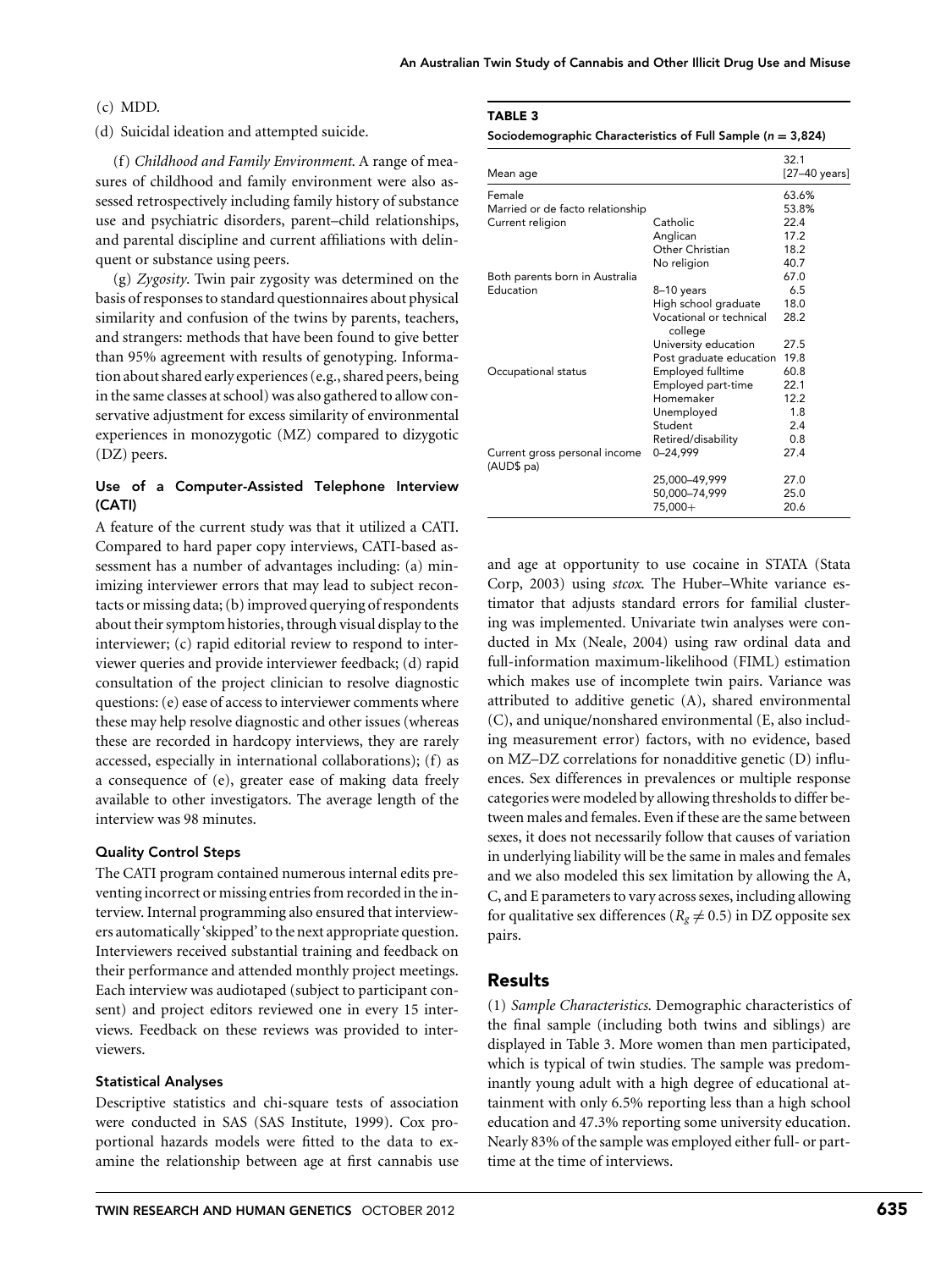(c) MDD.

(d) Suicidal ideation and attempted suicide.

(f) *Childhood and Family Environment*. A range of measures of childhood and family environment were also assessed retrospectively including family history of substance use and psychiatric disorders, parent–child relationships, and parental discipline and current affiliations with delinquent or substance using peers.

(g) *Zygosity*. Twin pair zygosity was determined on the basis of responses to standard questionnaires about physical similarity and confusion of the twins by parents, teachers, and strangers: methods that have been found to give better than 95% agreement with results of genotyping. Information about shared early experiences (e.g., shared peers, being in the same classes at school) was also gathered to allow conservative adjustment for excess similarity of environmental experiences in monozygotic (MZ) compared to dizygotic (DZ) peers.

### Use of a Computer-Assisted Telephone Interview (CATI)

A feature of the current study was that it utilized a CATI. Compared to hard paper copy interviews, CATI-based assessment has a number of advantages including: (a) minimizing interviewer errors that may lead to subject recontacts or missing data; (b) improved querying of respondents about their symptom histories, through visual display to the interviewer; (c) rapid editorial review to respond to interviewer queries and provide interviewer feedback; (d) rapid consultation of the project clinician to resolve diagnostic questions: (e) ease of access to interviewer comments where these may help resolve diagnostic and other issues (whereas these are recorded in hardcopy interviews, they are rarely accessed, especially in international collaborations); (f) as a consequence of (e), greater ease of making data freely available to other investigators. The average length of the interview was 98 minutes.

### Quality Control Steps

The CATI program contained numerous internal edits preventing incorrect or missing entries from recorded in the interview. Internal programming also ensured that interviewers automatically 'skipped' to the next appropriate question. Interviewers received substantial training and feedback on their performance and attended monthly project meetings. Each interview was audiotaped (subject to participant consent) and project editors reviewed one in every 15 interviews. Feedback on these reviews was provided to interviewers.

### Statistical Analyses

Descriptive statistics and chi-square tests of association were conducted in SAS (SAS Institute, 1999). Cox proportional hazards models were fitted to the data to examine the relationship between age at first cannabis use and age at opportunity to use cocaine in STATA (Stata Corp, 2003) using *stcox*. The Huber–White variance estimator that adjusts standard errors for familial clustering was implemented. Univariate twin analyses were conducted in Mx (Neale, 2004) using raw ordinal data and full-information maximum-likelihood (FIML) estimation which makes use of incomplete twin pairs. Variance was attributed to additive genetic (A), shared environmental (C), and unique/nonshared environmental (E, also including measurement error) factors, with no evidence, based on MZ–DZ correlations for nonadditive genetic (D) influences. Sex differences in prevalences or multiple response categories were modeled by allowing thresholds to differ between males and females. Even if these are the same between sexes, it does not necessarily follow that causes of variation in underlying liability will be the same in males and females and we also modeled this sex limitation by allowing the A, C, and E parameters to vary across sexes, including allowing for qualitative sex differences ($R_g \neq 0.5$) in DZ opposite sex pairs.

**TABLE 3**

**Sociodemographic Characteristics of Full Sample ($n = 3{,}824$)**

| | | |
|---|---|---|
| Mean age | | 32.1 [27–40 years] |
| Female | | 63.6% |
| Married or de facto relationship | | 53.8% |
| Current religion | Catholic | 22.4 |
| | Anglican | 17.2 |
| | Other Christian | 18.2 |
| | No religion | 40.7 |
| Both parents born in Australia | | 67.0 |
| Education | 8–10 years | 6.5 |
| | High school graduate | 18.0 |
| | Vocational or technical college | 28.2 |
| | University education | 27.5 |
| | Post graduate education | 19.8 |
| Occupational status | Employed fulltime | 60.8 |
| | Employed part-time | 22.1 |
| | Homemaker | 12.2 |
| | Unemployed | 1.8 |
| | Student | 2.4 |
| | Retired/disability | 0.8 |
| Current gross personal income (AUD$ pa) | 0–24,999 | 27.4 |
| | 25,000–49,999 | 27.0 |
| | 50,000–74,999 | 25.0 |
| | 75,000+ | 20.6 |

## Results

(1) *Sample Characteristics*. Demographic characteristics of the final sample (including both twins and siblings) are displayed in Table 3. More women than men participated, which is typical of twin studies. The sample was predominantly young adult with a high degree of educational attainment with only 6.5% reporting less than a high school education and 47.3% reporting some university education. Nearly 83% of the sample was employed either full- or part-time at the time of interviews.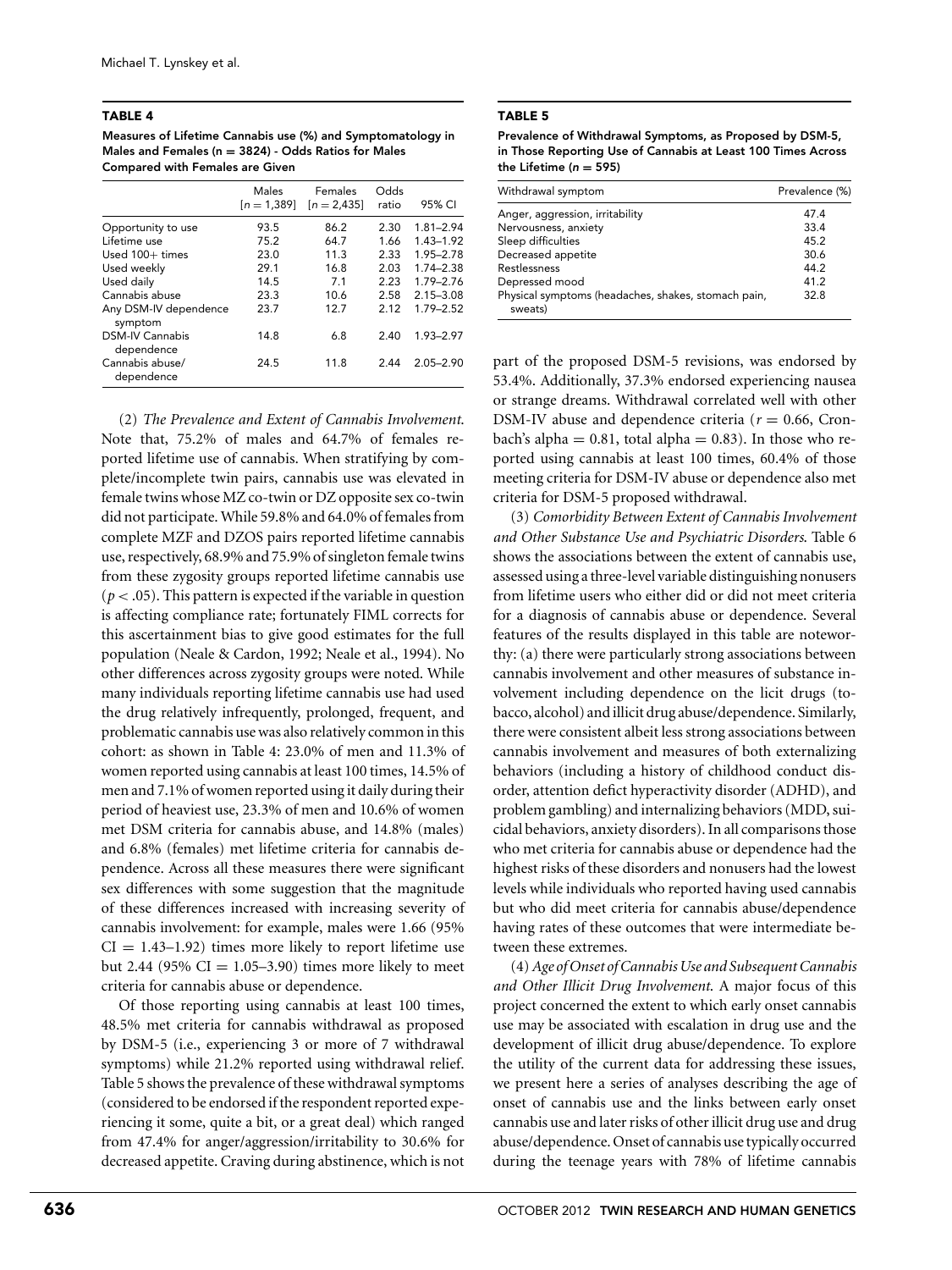**TABLE 4**

**Measures of Lifetime Cannabis use (%) and Symptomatology in Males and Females (n = 3824) - Odds Ratios for Males Compared with Females are Given**

| | Males [n = 1,389] | Females [n = 2,435] | Odds ratio | 95% CI |
|---|---|---|---|---|
| Opportunity to use | 93.5 | 86.2 | 2.30 | 1.81–2.94 |
| Lifetime use | 75.2 | 64.7 | 1.66 | 1.43–1.92 |
| Used 100+ times | 23.0 | 11.3 | 2.33 | 1.95–2.78 |
| Used weekly | 29.1 | 16.8 | 2.03 | 1.74–2.38 |
| Used daily | 14.5 | 7.1 | 2.23 | 1.79–2.76 |
| Cannabis abuse | 23.3 | 10.6 | 2.58 | 2.15–3.08 |
| Any DSM-IV dependence symptom | 23.7 | 12.7 | 2.12 | 1.79–2.52 |
| DSM-IV Cannabis dependence | 14.8 | 6.8 | 2.40 | 1.93–2.97 |
| Cannabis abuse/dependence | 24.5 | 11.8 | 2.44 | 2.05–2.90 |

(2) *The Prevalence and Extent of Cannabis Involvement.* Note that, 75.2% of males and 64.7% of females reported lifetime use of cannabis. When stratifying by complete/incomplete twin pairs, cannabis use was elevated in female twins whose MZ co-twin or DZ opposite sex co-twin did not participate. While 59.8% and 64.0% of females from complete MZF and DZOS pairs reported lifetime cannabis use, respectively, 68.9% and 75.9% of singleton female twins from these zygosity groups reported lifetime cannabis use ($p < .05$). This pattern is expected if the variable in question is affecting compliance rate; fortunately FIML corrects for this ascertainment bias to give good estimates for the full population (Neale & Cardon, 1992; Neale et al., 1994). No other differences across zygosity groups were noted. While many individuals reporting lifetime cannabis use had used the drug relatively infrequently, prolonged, frequent, and problematic cannabis use was also relatively common in this cohort: as shown in Table 4: 23.0% of men and 11.3% of women reported using cannabis at least 100 times, 14.5% of men and 7.1% of women reported using it daily during their period of heaviest use, 23.3% of men and 10.6% of women met DSM criteria for cannabis abuse, and 14.8% (males) and 6.8% (females) met lifetime criteria for cannabis dependence. Across all these measures there were significant sex differences with some suggestion that the magnitude of these differences increased with increasing severity of cannabis involvement: for example, males were 1.66 (95% CI = 1.43–1.92) times more likely to report lifetime use but 2.44 (95% CI = 1.05–3.90) times more likely to meet criteria for cannabis abuse or dependence.

Of those reporting using cannabis at least 100 times, 48.5% met criteria for cannabis withdrawal as proposed by DSM-5 (i.e., experiencing 3 or more of 7 withdrawal symptoms) while 21.2% reported using withdrawal relief. Table 5 shows the prevalence of these withdrawal symptoms (considered to be endorsed if the respondent reported experiencing it some, quite a bit, or a great deal) which ranged from 47.4% for anger/aggression/irritability to 30.6% for decreased appetite. Craving during abstinence, which is not part of the proposed DSM-5 revisions, was endorsed by 53.4%. Additionally, 37.3% endorsed experiencing nausea or strange dreams. Withdrawal correlated well with other DSM-IV abuse and dependence criteria ($r = 0.66$, Cronbach's alpha = 0.81, total alpha = 0.83). In those who reported using cannabis at least 100 times, 60.4% of those meeting criteria for DSM-IV abuse or dependence also met criteria for DSM-5 proposed withdrawal.

**TABLE 5**

**Prevalence of Withdrawal Symptoms, as Proposed by DSM-5, in Those Reporting Use of Cannabis at Least 100 Times Across the Lifetime (n = 595)**

| Withdrawal symptom | Prevalence (%) |
|---|---|
| Anger, aggression, irritability | 47.4 |
| Nervousness, anxiety | 33.4 |
| Sleep difficulties | 45.2 |
| Decreased appetite | 30.6 |
| Restlessness | 44.2 |
| Depressed mood | 41.2 |
| Physical symptoms (headaches, shakes, stomach pain, sweats) | 32.8 |

(3) *Comorbidity Between Extent of Cannabis Involvement and Other Substance Use and Psychiatric Disorders.* Table 6 shows the associations between the extent of cannabis use, assessed using a three-level variable distinguishing nonusers from lifetime users who either did or did not meet criteria for a diagnosis of cannabis abuse or dependence. Several features of the results displayed in this table are noteworthy: (a) there were particularly strong associations between cannabis involvement and other measures of substance involvement including dependence on the licit drugs (tobacco, alcohol) and illicit drug abuse/dependence. Similarly, there were consistent albeit less strong associations between cannabis involvement and measures of both externalizing behaviors (including a history of childhood conduct disorder, attention deficit hyperactivity disorder (ADHD), and problem gambling) and internalizing behaviors (MDD, suicidal behaviors, anxiety disorders). In all comparisons those who met criteria for cannabis abuse or dependence had the highest risks of these disorders and nonusers had the lowest levels while individuals who reported having used cannabis but who did meet criteria for cannabis abuse/dependence having rates of these outcomes that were intermediate between these extremes.

(4) *Age of Onset of Cannabis Use and Subsequent Cannabis and Other Illicit Drug Involvement.* A major focus of this project concerned the extent to which early onset cannabis use may be associated with escalation in drug use and the development of illicit drug abuse/dependence. To explore the utility of the current data for addressing these issues, we present here a series of analyses describing the age of onset of cannabis use and the links between early onset cannabis use and later risks of other illicit drug use and drug abuse/dependence. Onset of cannabis use typically occurred during the teenage years with 78% of lifetime cannabis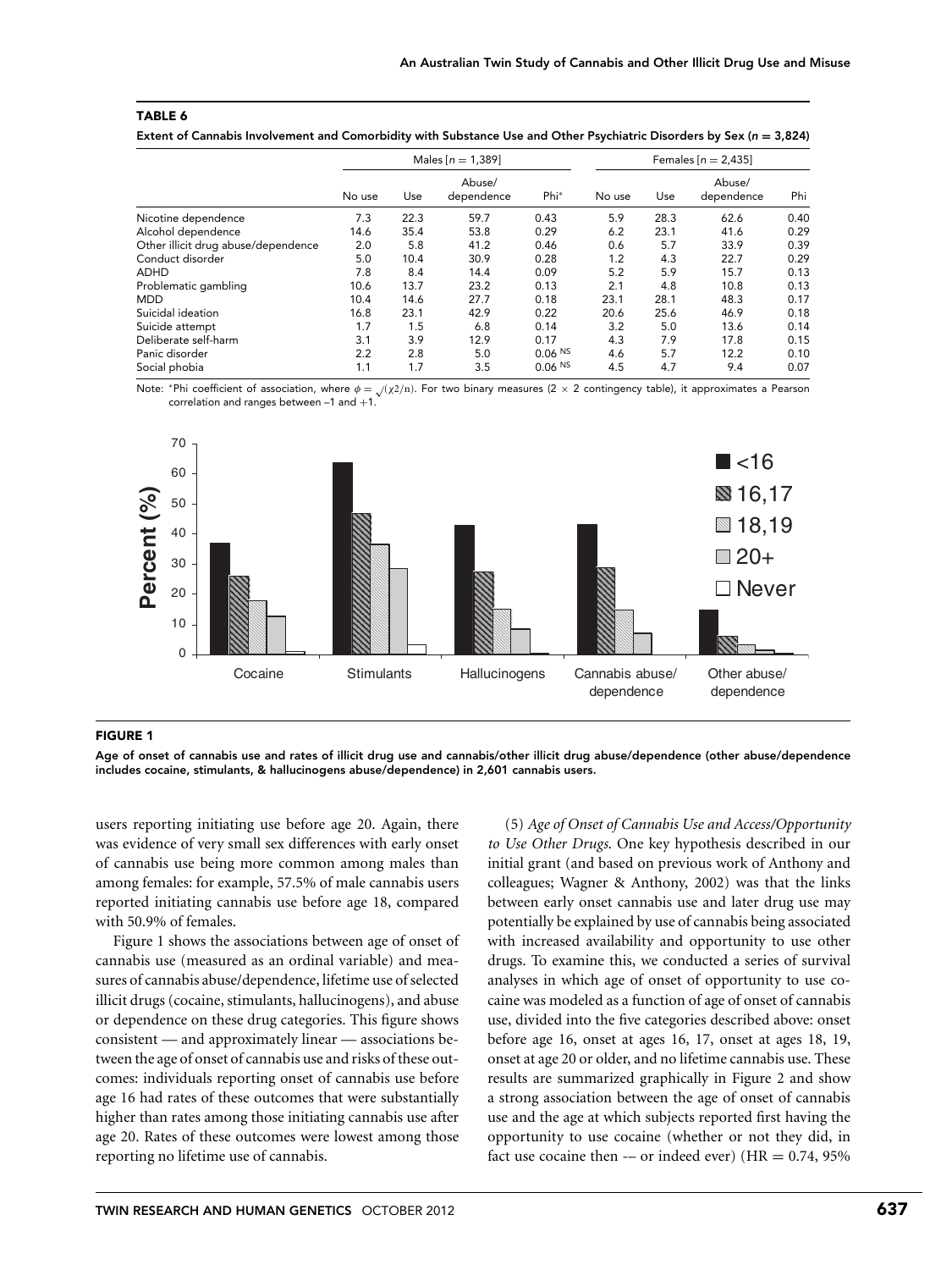**TABLE 6**

**Extent of Cannabis Involvement and Comorbidity with Substance Use and Other Psychiatric Disorders by Sex ($n$ = 3,824)**

| | Males [$n$ = 1,389] | | | | Females [$n$ = 2,435] | | | |
|---|---|---|---|---|---|---|---|---|
| | No use | Use | Abuse/ dependence | Phi* | No use | Use | Abuse/ dependence | Phi |
| Nicotine dependence | 7.3 | 22.3 | 59.7 | 0.43 | 5.9 | 28.3 | 62.6 | 0.40 |
| Alcohol dependence | 14.6 | 35.4 | 53.8 | 0.29 | 6.2 | 23.1 | 41.6 | 0.29 |
| Other illicit drug abuse/dependence | 2.0 | 5.8 | 41.2 | 0.46 | 0.6 | 5.7 | 33.9 | 0.39 |
| Conduct disorder | 5.0 | 10.4 | 30.9 | 0.28 | 1.2 | 4.3 | 22.7 | 0.29 |
| ADHD | 7.8 | 8.4 | 14.4 | 0.09 | 5.2 | 5.9 | 15.7 | 0.13 |
| Problematic gambling | 10.6 | 13.7 | 23.2 | 0.13 | 2.1 | 4.8 | 10.8 | 0.13 |
| MDD | 10.4 | 14.6 | 27.7 | 0.18 | 23.1 | 28.1 | 48.3 | 0.17 |
| Suicidal ideation | 16.8 | 23.1 | 42.9 | 0.22 | 20.6 | 25.6 | 46.9 | 0.18 |
| Suicide attempt | 1.7 | 1.5 | 6.8 | 0.14 | 3.2 | 5.0 | 13.6 | 0.14 |
| Deliberate self-harm | 3.1 | 3.9 | 12.9 | 0.17 | 4.3 | 7.9 | 17.8 | 0.15 |
| Panic disorder | 2.2 | 2.8 | 5.0 | 0.06 NS | 4.6 | 5.7 | 12.2 | 0.10 |
| Social phobia | 1.1 | 1.7 | 3.5 | 0.06 NS | 4.5 | 4.7 | 9.4 | 0.07 |

Note: *Phi coefficient of association, where $\phi = \sqrt{(\chi 2/n)}$. For two binary measures (2 × 2 contingency table), it approximates a Pearson correlation and ranges between –1 and +1.

**FIGURE 1**

**Age of onset of cannabis use and rates of illicit drug use and cannabis/other illicit drug abuse/dependence (other abuse/dependence includes cocaine, stimulants, & hallucinogens abuse/dependence) in 2,601 cannabis users.**

users reporting initiating use before age 20. Again, there was evidence of very small sex differences with early onset of cannabis use being more common among males than among females: for example, 57.5% of male cannabis users reported initiating cannabis use before age 18, compared with 50.9% of females.

Figure 1 shows the associations between age of onset of cannabis use (measured as an ordinal variable) and measures of cannabis abuse/dependence, lifetime use of selected illicit drugs (cocaine, stimulants, hallucinogens), and abuse or dependence on these drug categories. This figure shows consistent — and approximately linear — associations between the age of onset of cannabis use and risks of these outcomes: individuals reporting onset of cannabis use before age 16 had rates of these outcomes that were substantially higher than rates among those initiating cannabis use after age 20. Rates of these outcomes were lowest among those reporting no lifetime use of cannabis.

(5) *Age of Onset of Cannabis Use and Access/Opportunity to Use Other Drugs*. One key hypothesis described in our initial grant (and based on previous work of Anthony and colleagues; Wagner & Anthony, 2002) was that the links between early onset cannabis use and later drug use may potentially be explained by use of cannabis being associated with increased availability and opportunity to use other drugs. To examine this, we conducted a series of survival analyses in which age of onset of opportunity to use cocaine was modeled as a function of age of onset of cannabis use, divided into the five categories described above: onset before age 16, onset at ages 16, 17, onset at ages 18, 19, onset at age 20 or older, and no lifetime cannabis use. These results are summarized graphically in Figure 2 and show a strong association between the age of onset of cannabis use and the age at which subjects reported first having the opportunity to use cocaine (whether or not they did, in fact use cocaine then -– or indeed ever) (HR = 0.74, 95%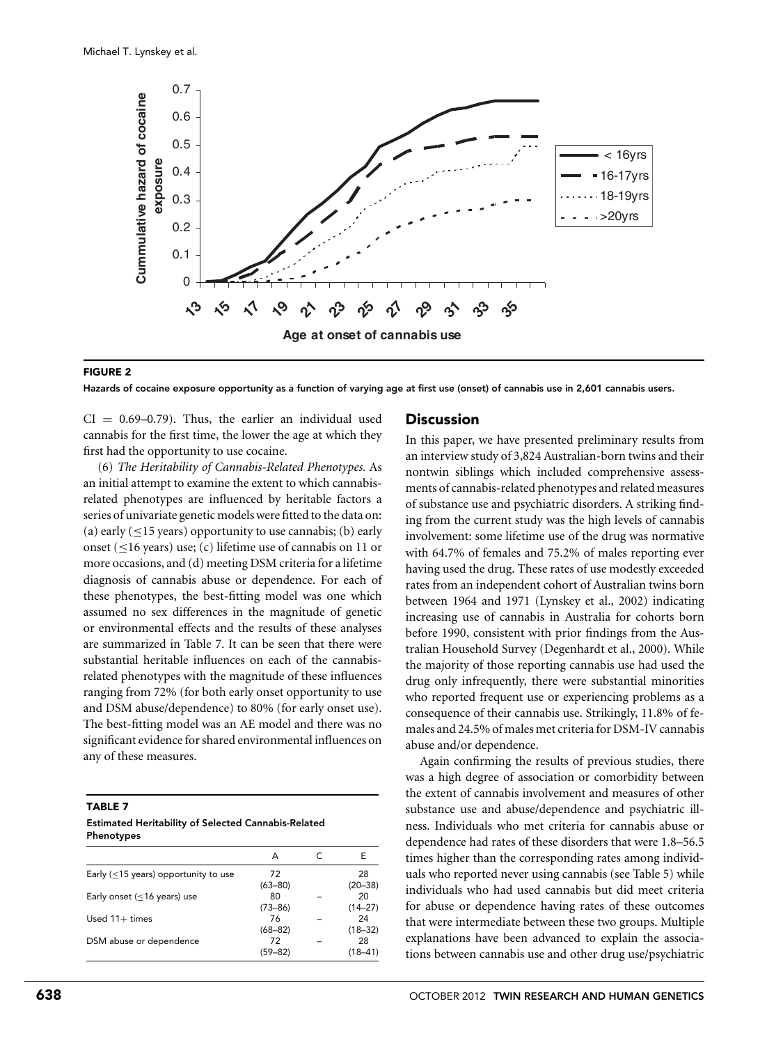FIGURE 2

Hazards of cocaine exposure opportunity as a function of varying age at first use (onset) of cannabis use in 2,601 cannabis users.

CI = 0.69–0.79). Thus, the earlier an individual used cannabis for the first time, the lower the age at which they first had the opportunity to use cocaine.

(6) *The Heritability of Cannabis-Related Phenotypes.* As an initial attempt to examine the extent to which cannabis-related phenotypes are influenced by heritable factors a series of univariate genetic models were fitted to the data on: (a) early (≤15 years) opportunity to use cannabis; (b) early onset (≤16 years) use; (c) lifetime use of cannabis on 11 or more occasions, and (d) meeting DSM criteria for a lifetime diagnosis of cannabis abuse or dependence. For each of these phenotypes, the best-fitting model was one which assumed no sex differences in the magnitude of genetic or environmental effects and the results of these analyses are summarized in Table 7. It can be seen that there were substantial heritable influences on each of the cannabis-related phenotypes with the magnitude of these influences ranging from 72% (for both early onset opportunity to use and DSM abuse/dependence) to 80% (for early onset use). The best-fitting model was an AE model and there was no significant evidence for shared environmental influences on any of these measures.

**TABLE 7**
**Estimated Heritability of Selected Cannabis-Related Phenotypes**

| | A | C | E |
|---|---|---|---|
| Early (≤15 years) opportunity to use | 72 (63–80) | | 28 (20–38) |
| Early onset (≤16 years) use | 80 (73–86) | – | 20 (14–27) |
| Used 11+ times | 76 (68–82) | – | 24 (18–32) |
| DSM abuse or dependence | 72 (59–82) | – | 28 (18–41) |

## Discussion

In this paper, we have presented preliminary results from an interview study of 3,824 Australian-born twins and their nontwin siblings which included comprehensive assessments of cannabis-related phenotypes and related measures of substance use and psychiatric disorders. A striking finding from the current study was the high levels of cannabis involvement: some lifetime use of the drug was normative with 64.7% of females and 75.2% of males reporting ever having used the drug. These rates of use modestly exceeded rates from an independent cohort of Australian twins born between 1964 and 1971 (Lynskey et al., 2002) indicating increasing use of cannabis in Australia for cohorts born before 1990, consistent with prior findings from the Australian Household Survey (Degenhardt et al., 2000). While the majority of those reporting cannabis use had used the drug only infrequently, there were substantial minorities who reported frequent use or experiencing problems as a consequence of their cannabis use. Strikingly, 11.8% of females and 24.5% of males met criteria for DSM-IV cannabis abuse and/or dependence.

Again confirming the results of previous studies, there was a high degree of association or comorbidity between the extent of cannabis involvement and measures of other substance use and abuse/dependence and psychiatric illness. Individuals who met criteria for cannabis abuse or dependence had rates of these disorders that were 1.8–56.5 times higher than the corresponding rates among individuals who reported never using cannabis (see Table 5) while individuals who had used cannabis but did meet criteria for abuse or dependence having rates of these outcomes that were intermediate between these two groups. Multiple explanations have been advanced to explain the associations between cannabis use and other drug use/psychiatric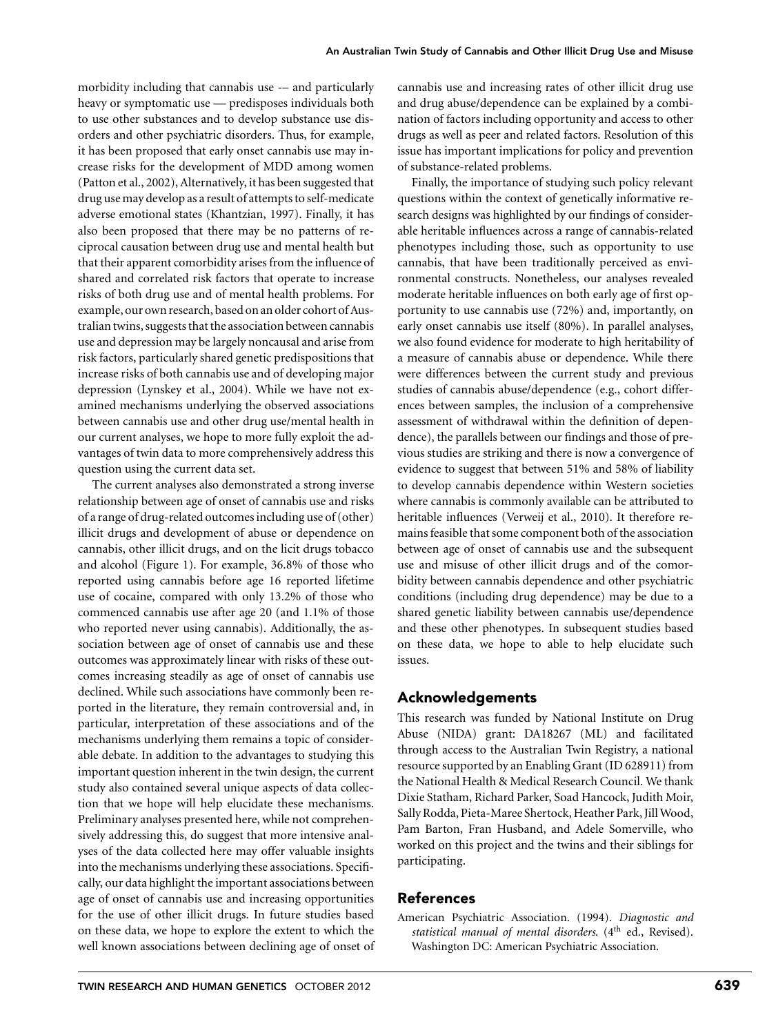morbidity including that cannabis use -– and particularly heavy or symptomatic use — predisposes individuals both to use other substances and to develop substance use disorders and other psychiatric disorders. Thus, for example, it has been proposed that early onset cannabis use may increase risks for the development of MDD among women (Patton et al., 2002), Alternatively, it has been suggested that drug use may develop as a result of attempts to self-medicate adverse emotional states (Khantzian, 1997). Finally, it has also been proposed that there may be no patterns of reciprocal causation between drug use and mental health but that their apparent comorbidity arises from the influence of shared and correlated risk factors that operate to increase risks of both drug use and of mental health problems. For example, our own research, based on an older cohort of Australian twins, suggests that the association between cannabis use and depression may be largely noncausal and arise from risk factors, particularly shared genetic predispositions that increase risks of both cannabis use and of developing major depression (Lynskey et al., 2004). While we have not examined mechanisms underlying the observed associations between cannabis use and other drug use/mental health in our current analyses, we hope to more fully exploit the advantages of twin data to more comprehensively address this question using the current data set.

The current analyses also demonstrated a strong inverse relationship between age of onset of cannabis use and risks of a range of drug-related outcomes including use of (other) illicit drugs and development of abuse or dependence on cannabis, other illicit drugs, and on the licit drugs tobacco and alcohol (Figure 1). For example, 36.8% of those who reported using cannabis before age 16 reported lifetime use of cocaine, compared with only 13.2% of those who commenced cannabis use after age 20 (and 1.1% of those who reported never using cannabis). Additionally, the association between age of onset of cannabis use and these outcomes was approximately linear with risks of these outcomes increasing steadily as age of onset of cannabis use declined. While such associations have commonly been reported in the literature, they remain controversial and, in particular, interpretation of these associations and of the mechanisms underlying them remains a topic of considerable debate. In addition to the advantages to studying this important question inherent in the twin design, the current study also contained several unique aspects of data collection that we hope will help elucidate these mechanisms. Preliminary analyses presented here, while not comprehensively addressing this, do suggest that more intensive analyses of the data collected here may offer valuable insights into the mechanisms underlying these associations. Specifically, our data highlight the important associations between age of onset of cannabis use and increasing opportunities for the use of other illicit drugs. In future studies based on these data, we hope to explore the extent to which the well known associations between declining age of onset of cannabis use and increasing rates of other illicit drug use and drug abuse/dependence can be explained by a combination of factors including opportunity and access to other drugs as well as peer and related factors. Resolution of this issue has important implications for policy and prevention of substance-related problems.

Finally, the importance of studying such policy relevant questions within the context of genetically informative research designs was highlighted by our findings of considerable heritable influences across a range of cannabis-related phenotypes including those, such as opportunity to use cannabis, that have been traditionally perceived as environmental constructs. Nonetheless, our analyses revealed moderate heritable influences on both early age of first opportunity to use cannabis use (72%) and, importantly, on early onset cannabis use itself (80%). In parallel analyses, we also found evidence for moderate to high heritability of a measure of cannabis abuse or dependence. While there were differences between the current study and previous studies of cannabis abuse/dependence (e.g., cohort differences between samples, the inclusion of a comprehensive assessment of withdrawal within the definition of dependence), the parallels between our findings and those of previous studies are striking and there is now a convergence of evidence to suggest that between 51% and 58% of liability to develop cannabis dependence within Western societies where cannabis is commonly available can be attributed to heritable influences (Verweij et al., 2010). It therefore remains feasible that some component both of the association between age of onset of cannabis use and the subsequent use and misuse of other illicit drugs and of the comorbidity between cannabis dependence and other psychiatric conditions (including drug dependence) may be due to a shared genetic liability between cannabis use/dependence and these other phenotypes. In subsequent studies based on these data, we hope to able to help elucidate such issues.

## Acknowledgements

This research was funded by National Institute on Drug Abuse (NIDA) grant: DA18267 (ML) and facilitated through access to the Australian Twin Registry, a national resource supported by an Enabling Grant (ID 628911) from the National Health & Medical Research Council. We thank Dixie Statham, Richard Parker, Soad Hancock, Judith Moir, Sally Rodda, Pieta-Maree Shertock, Heather Park, Jill Wood, Pam Barton, Fran Husband, and Adele Somerville, who worked on this project and the twins and their siblings for participating.

## References

American Psychiatric Association. (1994). *Diagnostic and statistical manual of mental disorders.* (4th ed., Revised). Washington DC: American Psychiatric Association.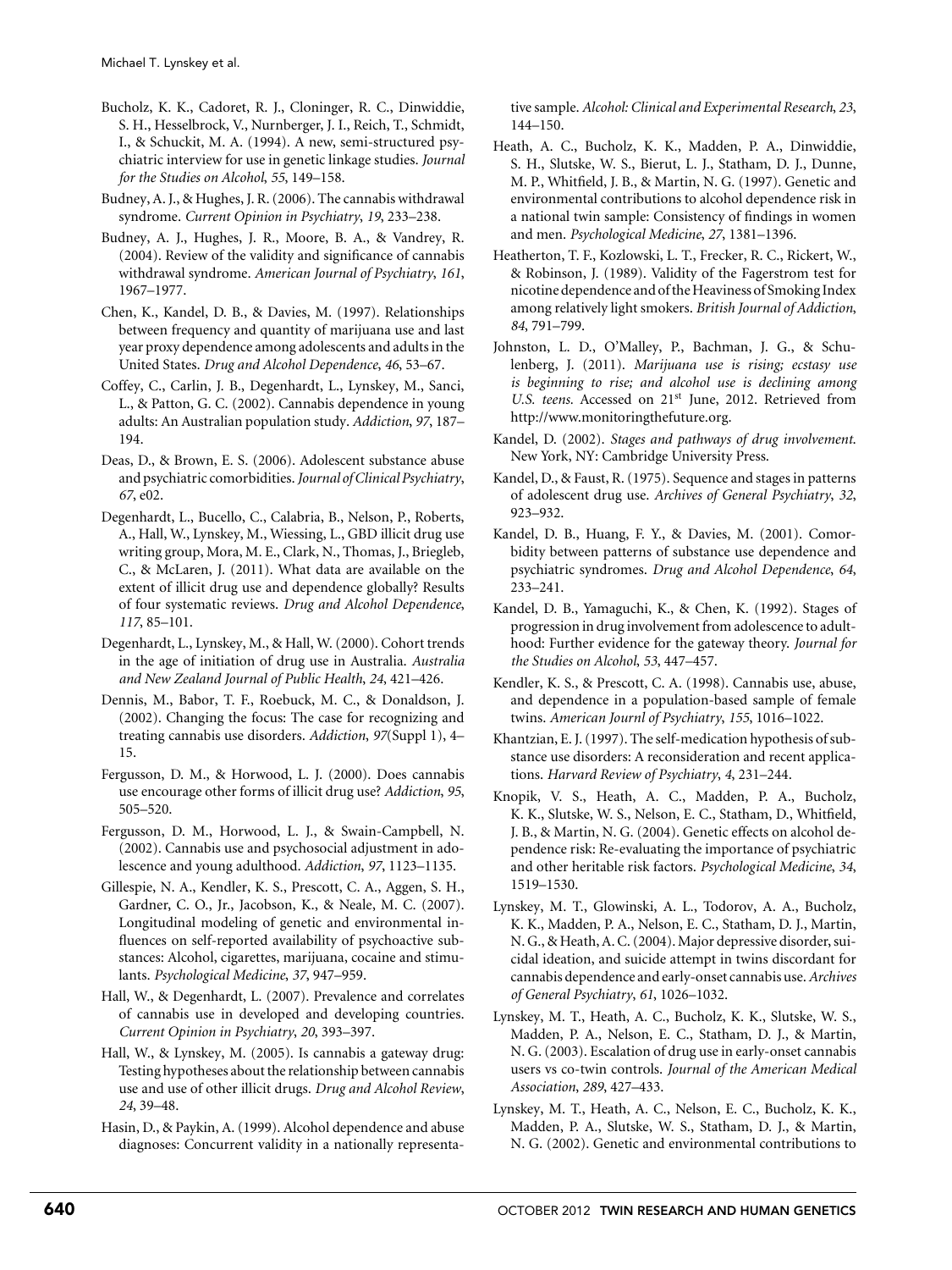Bucholz, K. K., Cadoret, R. J., Cloninger, R. C., Dinwiddie, S. H., Hesselbrock, V., Nurnberger, J. I., Reich, T., Schmidt, I., & Schuckit, M. A. (1994). A new, semi-structured psychiatric interview for use in genetic linkage studies. *Journal for the Studies on Alcohol*, *55*, 149–158.

Budney, A. J., & Hughes, J. R. (2006). The cannabis withdrawal syndrome. *Current Opinion in Psychiatry*, *19*, 233–238.

Budney, A. J., Hughes, J. R., Moore, B. A., & Vandrey, R. (2004). Review of the validity and significance of cannabis withdrawal syndrome. *American Journal of Psychiatry*, *161*, 1967–1977.

Chen, K., Kandel, D. B., & Davies, M. (1997). Relationships between frequency and quantity of marijuana use and last year proxy dependence among adolescents and adults in the United States. *Drug and Alcohol Dependence*, *46*, 53–67.

Coffey, C., Carlin, J. B., Degenhardt, L., Lynskey, M., Sanci, L., & Patton, G. C. (2002). Cannabis dependence in young adults: An Australian population study. *Addiction*, *97*, 187–194.

Deas, D., & Brown, E. S. (2006). Adolescent substance abuse and psychiatric comorbidities. *Journal of Clinical Psychiatry*, *67*, e02.

Degenhardt, L., Bucello, C., Calabria, B., Nelson, P., Roberts, A., Hall, W., Lynskey, M., Wiessing, L., GBD illicit drug use writing group, Mora, M. E., Clark, N., Thomas, J., Briegleb, C., & McLaren, J. (2011). What data are available on the extent of illicit drug use and dependence globally? Results of four systematic reviews. *Drug and Alcohol Dependence*, *117*, 85–101.

Degenhardt, L., Lynskey, M., & Hall, W. (2000). Cohort trends in the age of initiation of drug use in Australia. *Australia and New Zealand Journal of Public Health*, *24*, 421–426.

Dennis, M., Babor, T. F., Roebuck, M. C., & Donaldson, J. (2002). Changing the focus: The case for recognizing and treating cannabis use disorders. *Addiction*, *97*(Suppl 1), 4–15.

Fergusson, D. M., & Horwood, L. J. (2000). Does cannabis use encourage other forms of illicit drug use? *Addiction*, *95*, 505–520.

Fergusson, D. M., Horwood, L. J., & Swain-Campbell, N. (2002). Cannabis use and psychosocial adjustment in adolescence and young adulthood. *Addiction*, *97*, 1123–1135.

Gillespie, N. A., Kendler, K. S., Prescott, C. A., Aggen, S. H., Gardner, C. O., Jr., Jacobson, K., & Neale, M. C. (2007). Longitudinal modeling of genetic and environmental influences on self-reported availability of psychoactive substances: Alcohol, cigarettes, marijuana, cocaine and stimulants. *Psychological Medicine*, *37*, 947–959.

Hall, W., & Degenhardt, L. (2007). Prevalence and correlates of cannabis use in developed and developing countries. *Current Opinion in Psychiatry*, *20*, 393–397.

Hall, W., & Lynskey, M. (2005). Is cannabis a gateway drug: Testing hypotheses about the relationship between cannabis use and use of other illicit drugs. *Drug and Alcohol Review*, *24*, 39–48.

Hasin, D., & Paykin, A. (1999). Alcohol dependence and abuse diagnoses: Concurrent validity in a nationally representative sample. *Alcohol: Clinical and Experimental Research*, *23*, 144–150.

Heath, A. C., Bucholz, K. K., Madden, P. A., Dinwiddie, S. H., Slutske, W. S., Bierut, L. J., Statham, D. J., Dunne, M. P., Whitfield, J. B., & Martin, N. G. (1997). Genetic and environmental contributions to alcohol dependence risk in a national twin sample: Consistency of findings in women and men. *Psychological Medicine*, *27*, 1381–1396.

Heatherton, T. F., Kozlowski, L. T., Frecker, R. C., Rickert, W., & Robinson, J. (1989). Validity of the Fagerstrom test for nicotine dependence and of the Heaviness of Smoking Index among relatively light smokers. *British Journal of Addiction*, *84*, 791–799.

Johnston, L. D., O'Malley, P., Bachman, J. G., & Schulenberg, J. (2011). *Marijuana use is rising; ecstasy use is beginning to rise; and alcohol use is declining among U.S. teens.* Accessed on 21st June, 2012. Retrieved from http://www.monitoringthefuture.org.

Kandel, D. (2002). *Stages and pathways of drug involvement.* New York, NY: Cambridge University Press.

Kandel, D., & Faust, R. (1975). Sequence and stages in patterns of adolescent drug use. *Archives of General Psychiatry*, *32*, 923–932.

Kandel, D. B., Huang, F. Y., & Davies, M. (2001). Comorbidity between patterns of substance use dependence and psychiatric syndromes. *Drug and Alcohol Dependence*, *64*, 233–241.

Kandel, D. B., Yamaguchi, K., & Chen, K. (1992). Stages of progression in drug involvement from adolescence to adulthood: Further evidence for the gateway theory. *Journal for the Studies on Alcohol*, *53*, 447–457.

Kendler, K. S., & Prescott, C. A. (1998). Cannabis use, abuse, and dependence in a population-based sample of female twins. *American Journl of Psychiatry*, *155*, 1016–1022.

Khantzian, E. J. (1997). The self-medication hypothesis of substance use disorders: A reconsideration and recent applications. *Harvard Review of Psychiatry*, *4*, 231–244.

Knopik, V. S., Heath, A. C., Madden, P. A., Bucholz, K. K., Slutske, W. S., Nelson, E. C., Statham, D., Whitfield, J. B., & Martin, N. G. (2004). Genetic effects on alcohol dependence risk: Re-evaluating the importance of psychiatric and other heritable risk factors. *Psychological Medicine*, *34*, 1519–1530.

Lynskey, M. T., Glowinski, A. L., Todorov, A. A., Bucholz, K. K., Madden, P. A., Nelson, E. C., Statham, D. J., Martin, N. G., & Heath, A. C. (2004). Major depressive disorder, suicidal ideation, and suicide attempt in twins discordant for cannabis dependence and early-onset cannabis use. *Archives of General Psychiatry*, *61*, 1026–1032.

Lynskey, M. T., Heath, A. C., Bucholz, K. K., Slutske, W. S., Madden, P. A., Nelson, E. C., Statham, D. J., & Martin, N. G. (2003). Escalation of drug use in early-onset cannabis users vs co-twin controls. *Journal of the American Medical Association*, *289*, 427–433.

Lynskey, M. T., Heath, A. C., Nelson, E. C., Bucholz, K. K., Madden, P. A., Slutske, W. S., Statham, D. J., & Martin, N. G. (2002). Genetic and environmental contributions to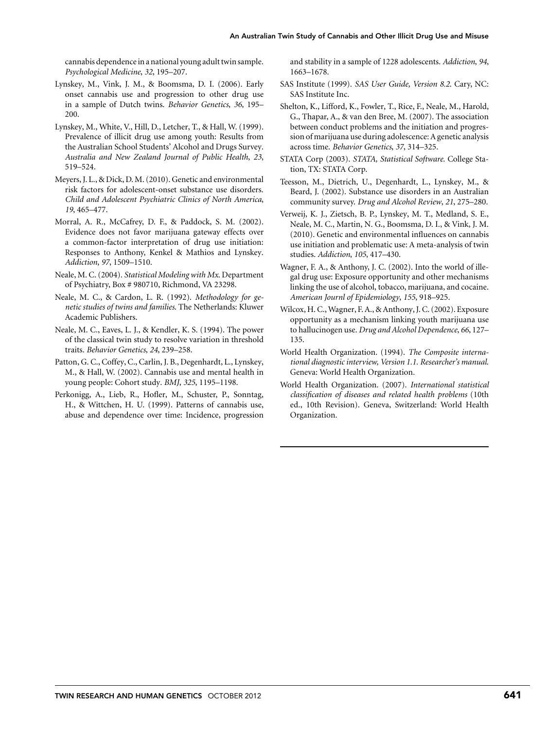cannabis dependence in a national young adult twin sample. *Psychological Medicine*, *32*, 195–207.

Lynskey, M., Vink, J. M., & Boomsma, D. I. (2006). Early onset cannabis use and progression to other drug use in a sample of Dutch twins. *Behavior Genetics*, *36*, 195–200.

Lynskey, M., White, V., Hill, D., Letcher, T., & Hall, W. (1999). Prevalence of illicit drug use among youth: Results from the Australian School Students' Alcohol and Drugs Survey. *Australia and New Zealand Journal of Public Health*, *23*, 519–524.

Meyers, J. L., & Dick, D. M. (2010). Genetic and environmental risk factors for adolescent-onset substance use disorders. *Child and Adolescent Psychiatric Clinics of North America*, *19*, 465–477.

Morral, A. R., McCafrey, D. F., & Paddock, S. M. (2002). Evidence does not favor marijuana gateway effects over a common-factor interpretation of drug use initiation: Responses to Anthony, Kenkel & Mathios and Lynskey. *Addiction*, *97*, 1509–1510.

Neale, M. C. (2004). *Statistical Modeling with Mx*. Department of Psychiatry, Box # 980710, Richmond, VA 23298.

Neale, M. C., & Cardon, L. R. (1992). *Methodology for genetic studies of twins and families*. The Netherlands: Kluwer Academic Publishers.

Neale, M. C., Eaves, L. J., & Kendler, K. S. (1994). The power of the classical twin study to resolve variation in threshold traits. *Behavior Genetics*, *24*, 239–258.

Patton, G. C., Coffey, C., Carlin, J. B., Degenhardt, L., Lynskey, M., & Hall, W. (2002). Cannabis use and mental health in young people: Cohort study. *BMJ*, *325*, 1195–1198.

Perkonigg, A., Lieb, R., Hofler, M., Schuster, P., Sonntag, H., & Wittchen, H. U. (1999). Patterns of cannabis use, abuse and dependence over time: Incidence, progression and stability in a sample of 1228 adolescents. *Addiction*, *94*, 1663–1678.

SAS Institute (1999). *SAS User Guide, Version 8.2*. Cary, NC: SAS Institute Inc.

Shelton, K., Lifford, K., Fowler, T., Rice, F., Neale, M., Harold, G., Thapar, A., & van den Bree, M. (2007). The association between conduct problems and the initiation and progression of marijuana use during adolescence: A genetic analysis across time. *Behavior Genetics*, *37*, 314–325.

STATA Corp (2003). *STATA, Statistical Software*. College Station, TX: STATA Corp.

Teesson, M., Dietrich, U., Degenhardt, L., Lynskey, M., & Beard, J. (2002). Substance use disorders in an Australian community survey. *Drug and Alcohol Review*, *21*, 275–280.

Verweij, K. J., Zietsch, B. P., Lynskey, M. T., Medland, S. E., Neale, M. C., Martin, N. G., Boomsma, D. I., & Vink, J. M. (2010). Genetic and environmental influences on cannabis use initiation and problematic use: A meta-analysis of twin studies. *Addiction*, *105*, 417–430.

Wagner, F. A., & Anthony, J. C. (2002). Into the world of illegal drug use: Exposure opportunity and other mechanisms linking the use of alcohol, tobacco, marijuana, and cocaine. *American Journl of Epidemiology*, *155*, 918–925.

Wilcox, H. C., Wagner, F. A., & Anthony, J. C. (2002). Exposure opportunity as a mechanism linking youth marijuana use to hallucinogen use. *Drug and Alcohol Dependence*, *66*, 127–135.

World Health Organization. (1994). *The Composite international diagnostic interview, Version 1.1. Researcher's manual*. Geneva: World Health Organization.

World Health Organization. (2007). *International statistical classification of diseases and related health problems* (10th ed., 10th Revision). Geneva, Switzerland: World Health Organization.